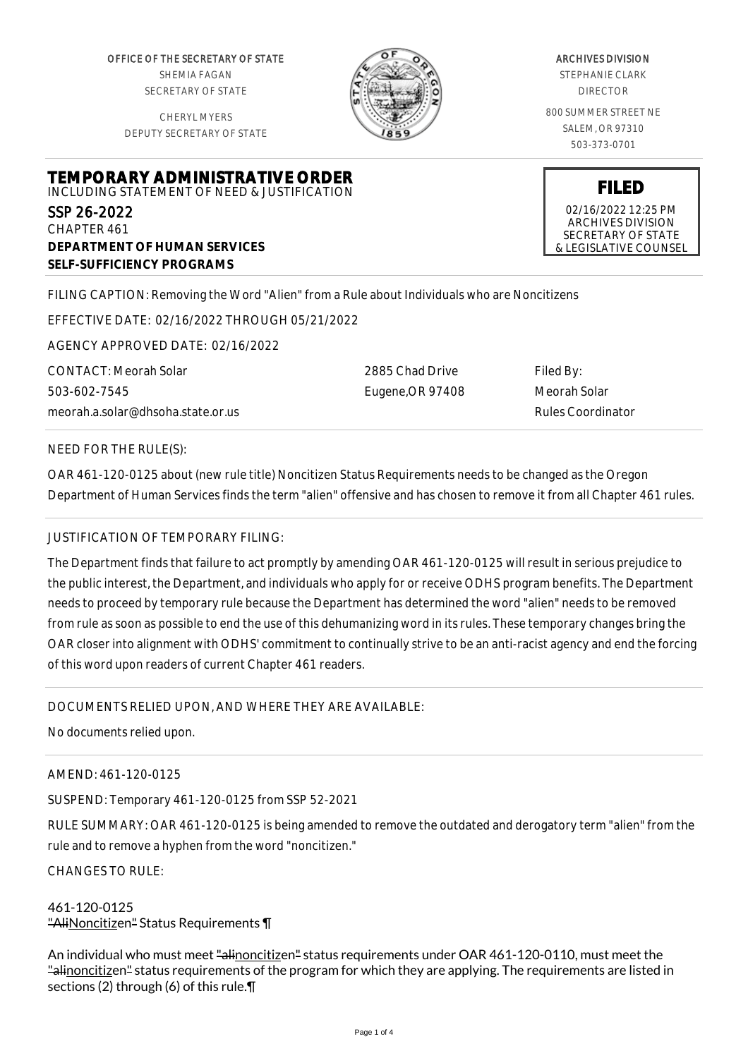OFFICE OF THE SECRETARY OF STATE
SHEMIA FAGAN
SECRETARY OF STATE

CHERYL MYERS
DEPUTY SECRETARY OF STATE

ARCHIVES DIVISION
STEPHANIE CLARK
DIRECTOR

800 SUMMER STREET NE
SALEM, OR 97310
503-373-0701

**FILED**
02/16/2022 12:25 PM
ARCHIVES DIVISION
SECRETARY OF STATE
& LEGISLATIVE COUNSEL

# TEMPORARY ADMINISTRATIVE ORDER

INCLUDING STATEMENT OF NEED & JUSTIFICATION

SSP 26-2022
CHAPTER 461
**DEPARTMENT OF HUMAN SERVICES**
**SELF-SUFFICIENCY PROGRAMS**

FILING CAPTION: Removing the Word "Alien" from a Rule about Individuals who are Noncitizens

EFFECTIVE DATE: 02/16/2022 THROUGH 05/21/2022

AGENCY APPROVED DATE: 02/16/2022

CONTACT: Meorah Solar
503-602-7545
meorah.a.solar@dhsoha.state.or.us

2885 Chad Drive
Eugene,OR 97408

Filed By:
Meorah Solar
Rules Coordinator

NEED FOR THE RULE(S):

OAR 461-120-0125 about (new rule title) Noncitizen Status Requirements needs to be changed as the Oregon Department of Human Services finds the term "alien" offensive and has chosen to remove it from all Chapter 461 rules.

JUSTIFICATION OF TEMPORARY FILING:

The Department finds that failure to act promptly by amending OAR 461-120-0125 will result in serious prejudice to the public interest, the Department, and individuals who apply for or receive ODHS program benefits. The Department needs to proceed by temporary rule because the Department has determined the word "alien" needs to be removed from rule as soon as possible to end the use of this dehumanizing word in its rules. These temporary changes bring the OAR closer into alignment with ODHS' commitment to continually strive to be an anti-racist agency and end the forcing of this word upon readers of current Chapter 461 readers.

DOCUMENTS RELIED UPON, AND WHERE THEY ARE AVAILABLE:

No documents relied upon.

AMEND: 461-120-0125

SUSPEND: Temporary 461-120-0125 from SSP 52-2021

RULE SUMMARY: OAR 461-120-0125 is being amended to remove the outdated and derogatory term "alien" from the rule and to remove a hyphen from the word "noncitizen."

CHANGES TO RULE:

461-120-0125
~~"Ali~~Noncitizen~~"~~ Status Requirements ¶

An individual who must meet ~~"ali~~noncitizen~~"~~ status requirements under OAR 461-120-0110, must meet the ~~"ali~~noncitizen~~"~~ status requirements of the program for which they are applying. The requirements are listed in sections (2) through (6) of this rule.¶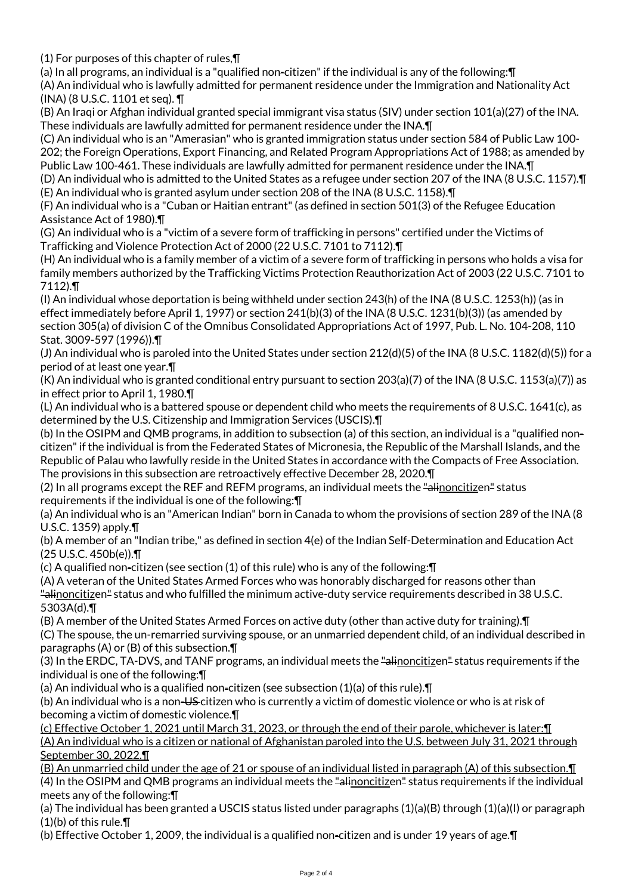(1) For purposes of this chapter of rules,¶

(a) In all programs, an individual is a "qualified non-citizen" if the individual is any of the following:¶

(A) An individual who is lawfully admitted for permanent residence under the Immigration and Nationality Act (INA) (8 U.S.C. 1101 et seq). ¶

(B) An Iraqi or Afghan individual granted special immigrant visa status (SIV) under section 101(a)(27) of the INA. These individuals are lawfully admitted for permanent residence under the INA.¶

(C) An individual who is an "Amerasian" who is granted immigration status under section 584 of Public Law 100-202; the Foreign Operations, Export Financing, and Related Program Appropriations Act of 1988; as amended by Public Law 100-461. These individuals are lawfully admitted for permanent residence under the INA.¶

(D) An individual who is admitted to the United States as a refugee under section 207 of the INA (8 U.S.C. 1157).¶

(E) An individual who is granted asylum under section 208 of the INA (8 U.S.C. 1158).¶

(F) An individual who is a "Cuban or Haitian entrant" (as defined in section 501(3) of the Refugee Education Assistance Act of 1980).¶

(G) An individual who is a "victim of a severe form of trafficking in persons" certified under the Victims of Trafficking and Violence Protection Act of 2000 (22 U.S.C. 7101 to 7112).¶

(H) An individual who is a family member of a victim of a severe form of trafficking in persons who holds a visa for family members authorized by the Trafficking Victims Protection Reauthorization Act of 2003 (22 U.S.C. 7101 to 7112).¶

(I) An individual whose deportation is being withheld under section 243(h) of the INA (8 U.S.C. 1253(h)) (as in effect immediately before April 1, 1997) or section 241(b)(3) of the INA (8 U.S.C. 1231(b)(3)) (as amended by section 305(a) of division C of the Omnibus Consolidated Appropriations Act of 1997, Pub. L. No. 104-208, 110 Stat. 3009-597 (1996)).¶

(J) An individual who is paroled into the United States under section 212(d)(5) of the INA (8 U.S.C. 1182(d)(5)) for a period of at least one year.¶

(K) An individual who is granted conditional entry pursuant to section 203(a)(7) of the INA (8 U.S.C. 1153(a)(7)) as in effect prior to April 1, 1980.¶

(L) An individual who is a battered spouse or dependent child who meets the requirements of 8 U.S.C. 1641(c), as determined by the U.S. Citizenship and Immigration Services (USCIS).¶

(b) In the OSIPM and QMB programs, in addition to subsection (a) of this section, an individual is a "qualified non-citizen" if the individual is from the Federated States of Micronesia, the Republic of the Marshall Islands, and the Republic of Palau who lawfully reside in the United States in accordance with the Compacts of Free Association. The provisions in this subsection are retroactively effective December 28, 2020.¶

(2) In all programs except the REF and REFM programs, an individual meets the ~~"ali~~noncitizen~~"~~ status requirements if the individual is one of the following:¶

(a) An individual who is an "American Indian" born in Canada to whom the provisions of section 289 of the INA (8 U.S.C. 1359) apply.¶

(b) A member of an "Indian tribe," as defined in section 4(e) of the Indian Self-Determination and Education Act (25 U.S.C. 450b(e)).¶

(c) A qualified non-citizen (see section (1) of this rule) who is any of the following:¶

(A) A veteran of the United States Armed Forces who was honorably discharged for reasons other than ~~"ali~~noncitizen~~"~~ status and who fulfilled the minimum active-duty service requirements described in 38 U.S.C. 5303A(d).¶

(B) A member of the United States Armed Forces on active duty (other than active duty for training).¶

(C) The spouse, the un-remarried surviving spouse, or an unmarried dependent child, of an individual described in paragraphs (A) or (B) of this subsection.¶

(3) In the ERDC, TA-DVS, and TANF programs, an individual meets the ~~"ali~~noncitizen~~"~~ status requirements if the individual is one of the following:¶

(a) An individual who is a qualified non-citizen (see subsection (1)(a) of this rule).¶

(b) An individual who is a non-~~US~~ citizen who is currently a victim of domestic violence or who is at risk of becoming a victim of domestic violence.¶

<u>(c) Effective October 1, 2021 until March 31, 2023, or through the end of their parole, whichever is later:¶</u>

<u>(A) An individual who is a citizen or national of Afghanistan paroled into the U.S. between July 31, 2021 through September 30, 2022.¶</u>

<u>(B) An unmarried child under the age of 21 or spouse of an individual listed in paragraph (A) of this subsection.¶</u>

(4) In the OSIPM and QMB programs an individual meets the ~~"ali~~noncitizen~~"~~ status requirements if the individual meets any of the following:¶

(a) The individual has been granted a USCIS status listed under paragraphs (1)(a)(B) through (1)(a)(I) or paragraph (1)(b) of this rule.¶

(b) Effective October 1, 2009, the individual is a qualified non-citizen and is under 19 years of age.¶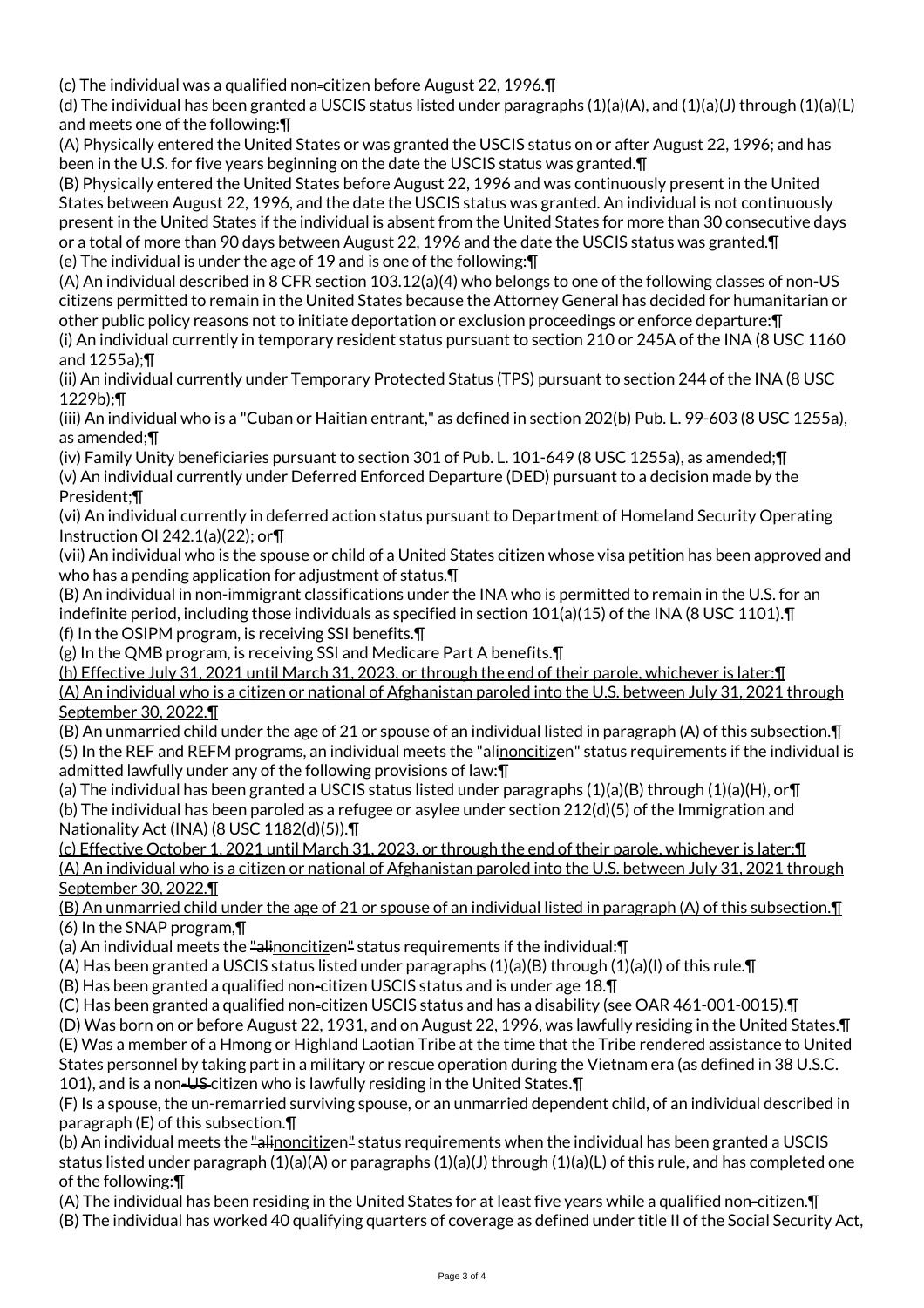(c) The individual was a qualified non-citizen before August 22, 1996.¶

(d) The individual has been granted a USCIS status listed under paragraphs (1)(a)(A), and (1)(a)(J) through (1)(a)(L) and meets one of the following:¶

(A) Physically entered the United States or was granted the USCIS status on or after August 22, 1996; and has been in the U.S. for five years beginning on the date the USCIS status was granted.¶

(B) Physically entered the United States before August 22, 1996 and was continuously present in the United States between August 22, 1996, and the date the USCIS status was granted. An individual is not continuously present in the United States if the individual is absent from the United States for more than 30 consecutive days or a total of more than 90 days between August 22, 1996 and the date the USCIS status was granted.¶

(e) The individual is under the age of 19 and is one of the following:¶

(A) An individual described in 8 CFR section 103.12(a)(4) who belongs to one of the following classes of non-~~US~~ citizens permitted to remain in the United States because the Attorney General has decided for humanitarian or other public policy reasons not to initiate deportation or exclusion proceedings or enforce departure:¶

(i) An individual currently in temporary resident status pursuant to section 210 or 245A of the INA (8 USC 1160 and 1255a);¶

(ii) An individual currently under Temporary Protected Status (TPS) pursuant to section 244 of the INA (8 USC 1229b);¶

(iii) An individual who is a "Cuban or Haitian entrant," as defined in section 202(b) Pub. L. 99-603 (8 USC 1255a), as amended;¶

(iv) Family Unity beneficiaries pursuant to section 301 of Pub. L. 101-649 (8 USC 1255a), as amended;¶

(v) An individual currently under Deferred Enforced Departure (DED) pursuant to a decision made by the President;¶

(vi) An individual currently in deferred action status pursuant to Department of Homeland Security Operating Instruction OI 242.1(a)(22); or¶

(vii) An individual who is the spouse or child of a United States citizen whose visa petition has been approved and who has a pending application for adjustment of status.¶

(B) An individual in non-immigrant classifications under the INA who is permitted to remain in the U.S. for an indefinite period, including those individuals as specified in section 101(a)(15) of the INA (8 USC 1101).¶

(f) In the OSIPM program, is receiving SSI benefits.¶

(g) In the QMB program, is receiving SSI and Medicare Part A benefits.¶

<u>(h) Effective July 31, 2021 until March 31, 2023, or through the end of their parole, whichever is later:¶</u>

<u>(A) An individual who is a citizen or national of Afghanistan paroled into the U.S. between July 31, 2021 through September 30, 2022.¶</u>

<u>(B) An unmarried child under the age of 21 or spouse of an individual listed in paragraph (A) of this subsection.¶</u>

(5) In the REF and REFM programs, an individual meets the ~~"ali~~<u>noncitize</u>n~~"~~ status requirements if the individual is admitted lawfully under any of the following provisions of law:¶

(a) The individual has been granted a USCIS status listed under paragraphs (1)(a)(B) through (1)(a)(H), or¶

(b) The individual has been paroled as a refugee or asylee under section 212(d)(5) of the Immigration and Nationality Act (INA) (8 USC 1182(d)(5)).¶

<u>(c) Effective October 1, 2021 until March 31, 2023, or through the end of their parole, whichever is later:¶</u>

<u>(A) An individual who is a citizen or national of Afghanistan paroled into the U.S. between July 31, 2021 through September 30, 2022.¶</u>

<u>(B) An unmarried child under the age of 21 or spouse of an individual listed in paragraph (A) of this subsection.¶</u>

(6) In the SNAP program,¶

(a) An individual meets the ~~"ali~~<u>noncitize</u>n~~"~~ status requirements if the individual:¶

(A) Has been granted a USCIS status listed under paragraphs (1)(a)(B) through (1)(a)(I) of this rule.¶

(B) Has been granted a qualified non-citizen USCIS status and is under age 18.¶

(C) Has been granted a qualified non-citizen USCIS status and has a disability (see OAR 461-001-0015).¶

(D) Was born on or before August 22, 1931, and on August 22, 1996, was lawfully residing in the United States.¶

(E) Was a member of a Hmong or Highland Laotian Tribe at the time that the Tribe rendered assistance to United States personnel by taking part in a military or rescue operation during the Vietnam era (as defined in 38 U.S.C. 101), and is a non-~~US~~ citizen who is lawfully residing in the United States.¶

(F) Is a spouse, the un-remarried surviving spouse, or an unmarried dependent child, of an individual described in paragraph (E) of this subsection.¶

(b) An individual meets the ~~"ali~~<u>noncitize</u>n~~"~~ status requirements when the individual has been granted a USCIS status listed under paragraph (1)(a)(A) or paragraphs (1)(a)(J) through (1)(a)(L) of this rule, and has completed one of the following:¶

(A) The individual has been residing in the United States for at least five years while a qualified non-citizen.¶

(B) The individual has worked 40 qualifying quarters of coverage as defined under title II of the Social Security Act,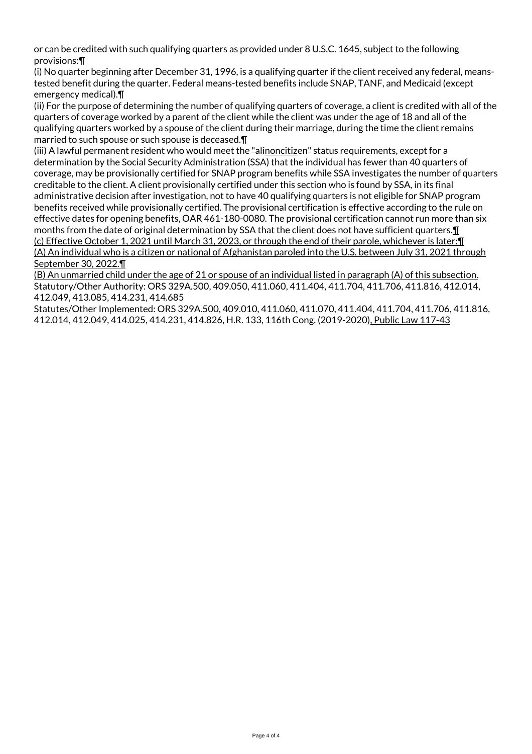or can be credited with such qualifying quarters as provided under 8 U.S.C. 1645, subject to the following provisions:¶

(i) No quarter beginning after December 31, 1996, is a qualifying quarter if the client received any federal, means-tested benefit during the quarter. Federal means-tested benefits include SNAP, TANF, and Medicaid (except emergency medical).¶

(ii) For the purpose of determining the number of qualifying quarters of coverage, a client is credited with all of the quarters of coverage worked by a parent of the client while the client was under the age of 18 and all of the qualifying quarters worked by a spouse of the client during their marriage, during the time the client remains married to such spouse or such spouse is deceased.¶

(iii) A lawful permanent resident who would meet the "alinoncitizen" status requirements, except for a determination by the Social Security Administration (SSA) that the individual has fewer than 40 quarters of coverage, may be provisionally certified for SNAP program benefits while SSA investigates the number of quarters creditable to the client. A client provisionally certified under this section who is found by SSA, in its final administrative decision after investigation, not to have 40 qualifying quarters is not eligible for SNAP program benefits received while provisionally certified. The provisional certification is effective according to the rule on effective dates for opening benefits, OAR 461-180-0080. The provisional certification cannot run more than six months from the date of original determination by SSA that the client does not have sufficient quarters.¶

(c) Effective October 1, 2021 until March 31, 2023, or through the end of their parole, whichever is later:¶

(A) An individual who is a citizen or national of Afghanistan paroled into the U.S. between July 31, 2021 through September 30, 2022.¶

(B) An unmarried child under the age of 21 or spouse of an individual listed in paragraph (A) of this subsection.

Statutory/Other Authority: ORS 329A.500, 409.050, 411.060, 411.404, 411.704, 411.706, 411.816, 412.014, 412.049, 413.085, 414.231, 414.685

Statutes/Other Implemented: ORS 329A.500, 409.010, 411.060, 411.070, 411.404, 411.704, 411.706, 411.816, 412.014, 412.049, 414.025, 414.231, 414.826, H.R. 133, 116th Cong. (2019-2020), Public Law 117-43